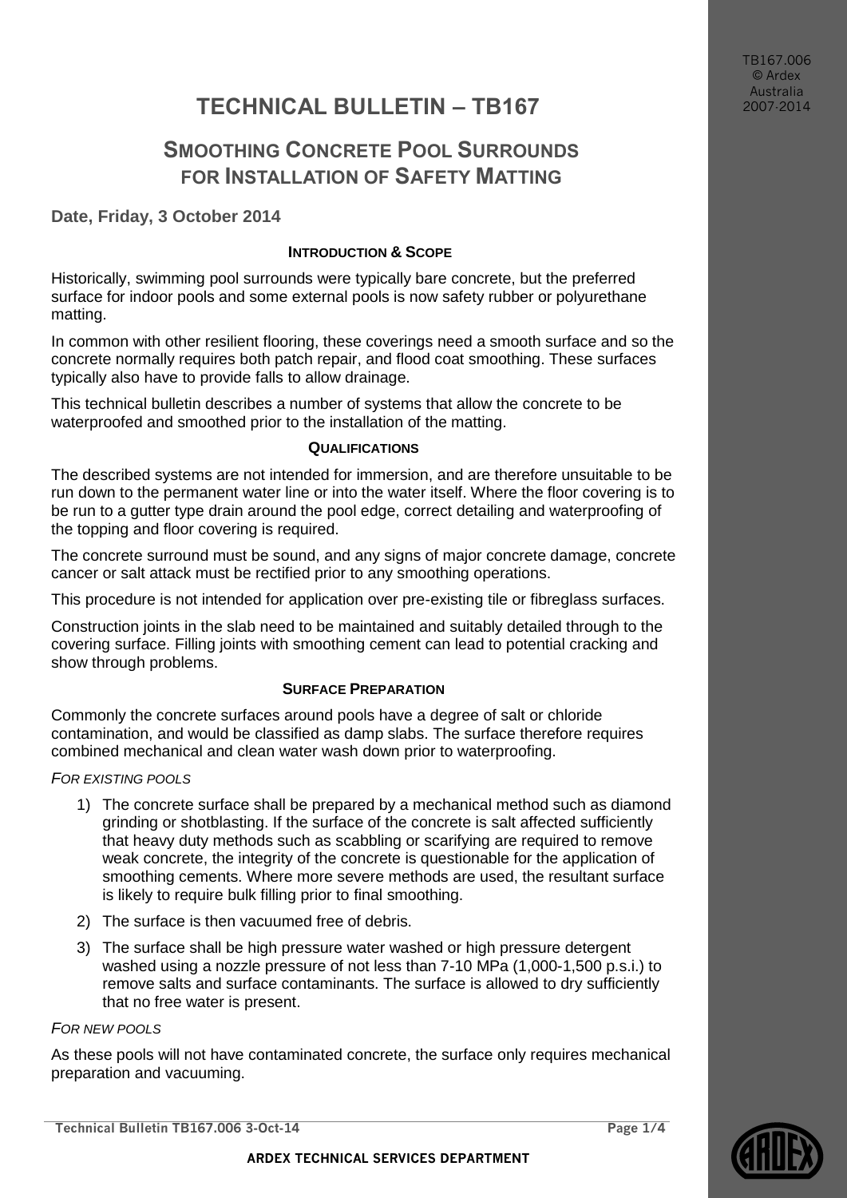# TECHNICAL BULLETIN – TB167

## SMOOTHING CONCRETE POOL SURROUNDS FOR INSTALLATION OF SAFETY MATTING

**Date, Friday, 3 October 2014**

### INTRODUCTION & SCOPE

Historically, swimming pool surrounds were typically bare concrete, but the preferred surface for indoor pools and some external pools is now safety rubber or polyurethane matting.

In common with other resilient flooring, these coverings need a smooth surface and so the concrete normally requires both patch repair, and flood coat smoothing. These surfaces typically also have to provide falls to allow drainage.

This technical bulletin describes a number of systems that allow the concrete to be waterproofed and smoothed prior to the installation of the matting.

### QUALIFICATIONS

The described systems are not intended for immersion, and are therefore unsuitable to be run down to the permanent water line or into the water itself. Where the floor covering is to be run to a gutter type drain around the pool edge, correct detailing and waterproofing of the topping and floor covering is required.

The concrete surround must be sound, and any signs of major concrete damage, concrete cancer or salt attack must be rectified prior to any smoothing operations.

This procedure is not intended for application over pre-existing tile or fibreglass surfaces.

Construction joints in the slab need to be maintained and suitably detailed through to the covering surface. Filling joints with smoothing cement can lead to potential cracking and show through problems.

### SURFACE PREPARATION

Commonly the concrete surfaces around pools have a degree of salt or chloride contamination, and would be classified as damp slabs. The surface therefore requires combined mechanical and clean water wash down prior to waterproofing.

*FOR EXISTING POOLS*

1) The concrete surface shall be prepared by a mechanical method such as diamond grinding or shotblasting. If the surface of the concrete is salt affected sufficiently that heavy duty methods such as scabbling or scarifying are required to remove weak concrete, the integrity of the concrete is questionable for the application of smoothing cements. Where more severe methods are used, the resultant surface is likely to require bulk filling prior to final smoothing.
2) The surface is then vacuumed free of debris.
3) The surface shall be high pressure water washed or high pressure detergent washed using a nozzle pressure of not less than 7-10 MPa (1,000-1,500 p.s.i.) to remove salts and surface contaminants. The surface is allowed to dry sufficiently that no free water is present.

*FOR NEW POOLS*

As these pools will not have contaminated concrete, the surface only requires mechanical preparation and vacuuming.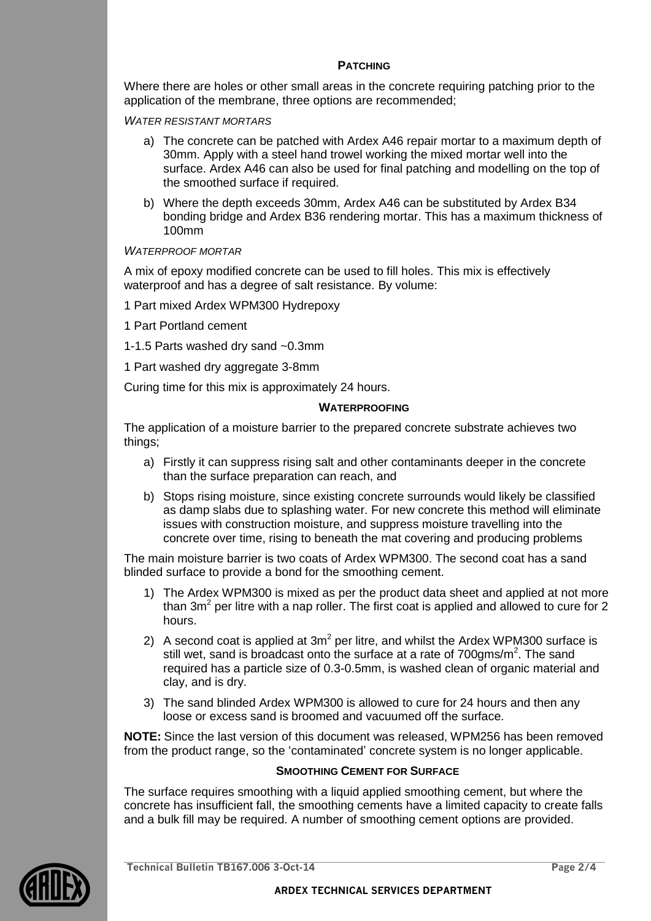## PATCHING

Where there are holes or other small areas in the concrete requiring patching prior to the application of the membrane, three options are recommended;

*WATER RESISTANT MORTARS*

a) The concrete can be patched with Ardex A46 repair mortar to a maximum depth of 30mm. Apply with a steel hand trowel working the mixed mortar well into the surface. Ardex A46 can also be used for final patching and modelling on the top of the smoothed surface if required.

b) Where the depth exceeds 30mm, Ardex A46 can be substituted by Ardex B34 bonding bridge and Ardex B36 rendering mortar. This has a maximum thickness of 100mm

*WATERPROOF MORTAR*

A mix of epoxy modified concrete can be used to fill holes. This mix is effectively waterproof and has a degree of salt resistance. By volume:

1 Part mixed Ardex WPM300 Hydrepoxy

1 Part Portland cement

1-1.5 Parts washed dry sand ~0.3mm

1 Part washed dry aggregate 3-8mm

Curing time for this mix is approximately 24 hours.

## WATERPROOFING

The application of a moisture barrier to the prepared concrete substrate achieves two things;

a) Firstly it can suppress rising salt and other contaminants deeper in the concrete than the surface preparation can reach, and

b) Stops rising moisture, since existing concrete surrounds would likely be classified as damp slabs due to splashing water. For new concrete this method will eliminate issues with construction moisture, and suppress moisture travelling into the concrete over time, rising to beneath the mat covering and producing problems

The main moisture barrier is two coats of Ardex WPM300. The second coat has a sand blinded surface to provide a bond for the smoothing cement.

1) The Ardex WPM300 is mixed as per the product data sheet and applied at not more than 3m$^2$ per litre with a nap roller. The first coat is applied and allowed to cure for 2 hours.

2) A second coat is applied at 3m$^2$ per litre, and whilst the Ardex WPM300 surface is still wet, sand is broadcast onto the surface at a rate of 700gms/m$^2$. The sand required has a particle size of 0.3-0.5mm, is washed clean of organic material and clay, and is dry.

3) The sand blinded Ardex WPM300 is allowed to cure for 24 hours and then any loose or excess sand is broomed and vacuumed off the surface.

**NOTE:** Since the last version of this document was released, WPM256 has been removed from the product range, so the 'contaminated' concrete system is no longer applicable.

## SMOOTHING CEMENT FOR SURFACE

The surface requires smoothing with a liquid applied smoothing cement, but where the concrete has insufficient fall, the smoothing cements have a limited capacity to create falls and a bulk fill may be required. A number of smoothing cement options are provided.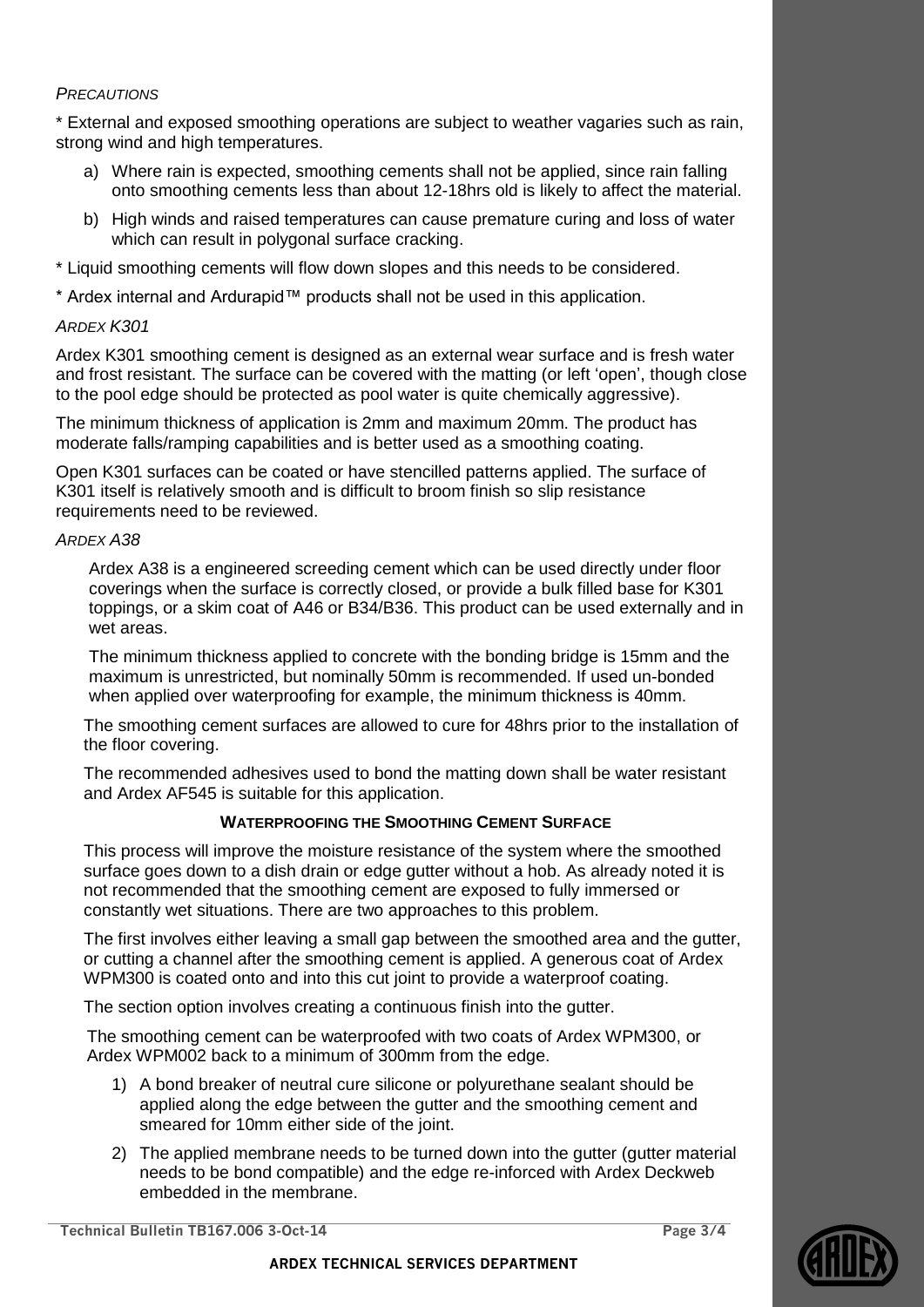*PRECAUTIONS*

* External and exposed smoothing operations are subject to weather vagaries such as rain, strong wind and high temperatures.

a) Where rain is expected, smoothing cements shall not be applied, since rain falling onto smoothing cements less than about 12-18hrs old is likely to affect the material.

b) High winds and raised temperatures can cause premature curing and loss of water which can result in polygonal surface cracking.

* Liquid smoothing cements will flow down slopes and this needs to be considered.

* Ardex internal and Ardurapid™ products shall not be used in this application.

*ARDEX K301*

Ardex K301 smoothing cement is designed as an external wear surface and is fresh water and frost resistant. The surface can be covered with the matting (or left 'open', though close to the pool edge should be protected as pool water is quite chemically aggressive).

The minimum thickness of application is 2mm and maximum 20mm. The product has moderate falls/ramping capabilities and is better used as a smoothing coating.

Open K301 surfaces can be coated or have stencilled patterns applied. The surface of K301 itself is relatively smooth and is difficult to broom finish so slip resistance requirements need to be reviewed.

*ARDEX A38*

Ardex A38 is a engineered screeding cement which can be used directly under floor coverings when the surface is correctly closed, or provide a bulk filled base for K301 toppings, or a skim coat of A46 or B34/B36. This product can be used externally and in wet areas.

The minimum thickness applied to concrete with the bonding bridge is 15mm and the maximum is unrestricted, but nominally 50mm is recommended. If used un-bonded when applied over waterproofing for example, the minimum thickness is 40mm.

The smoothing cement surfaces are allowed to cure for 48hrs prior to the installation of the floor covering.

The recommended adhesives used to bond the matting down shall be water resistant and Ardex AF545 is suitable for this application.

**WATERPROOFING THE SMOOTHING CEMENT SURFACE**

This process will improve the moisture resistance of the system where the smoothed surface goes down to a dish drain or edge gutter without a hob. As already noted it is not recommended that the smoothing cement are exposed to fully immersed or constantly wet situations. There are two approaches to this problem.

The first involves either leaving a small gap between the smoothed area and the gutter, or cutting a channel after the smoothing cement is applied. A generous coat of Ardex WPM300 is coated onto and into this cut joint to provide a waterproof coating.

The section option involves creating a continuous finish into the gutter.

The smoothing cement can be waterproofed with two coats of Ardex WPM300, or Ardex WPM002 back to a minimum of 300mm from the edge.

1) A bond breaker of neutral cure silicone or polyurethane sealant should be applied along the edge between the gutter and the smoothing cement and smeared for 10mm either side of the joint.

2) The applied membrane needs to be turned down into the gutter (gutter material needs to be bond compatible) and the edge re-inforced with Ardex Deckweb embedded in the membrane.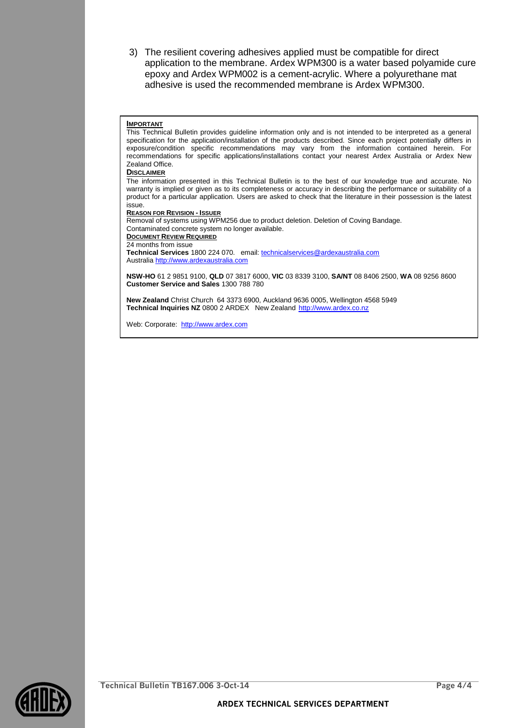3) The resilient covering adhesives applied must be compatible for direct application to the membrane. Ardex WPM300 is a water based polyamide cure epoxy and Ardex WPM002 is a cement-acrylic. Where a polyurethane mat adhesive is used the recommended membrane is Ardex WPM300.

**IMPORTANT**

This Technical Bulletin provides guideline information only and is not intended to be interpreted as a general specification for the application/installation of the products described. Since each project potentially differs in exposure/condition specific recommendations may vary from the information contained herein. For recommendations for specific applications/installations contact your nearest Ardex Australia or Ardex New Zealand Office.

**DISCLAIMER**

The information presented in this Technical Bulletin is to the best of our knowledge true and accurate. No warranty is implied or given as to its completeness or accuracy in describing the performance or suitability of a product for a particular application. Users are asked to check that the literature in their possession is the latest issue.

**REASON FOR REVISION - ISSUER**

Removal of systems using WPM256 due to product deletion. Deletion of Coving Bandage.
Contaminated concrete system no longer available.

**DOCUMENT REVIEW REQUIRED**

24 months from issue
**Technical Services** 1800 224 070. email: technicalservices@ardexaustralia.com
Australia http://www.ardexaustralia.com

**NSW-HO** 61 2 9851 9100, **QLD** 07 3817 6000, **VIC** 03 8339 3100, **SA/NT** 08 8406 2500, **WA** 08 9256 8600
**Customer Service and Sales** 1300 788 780

**New Zealand** Christ Church 64 3373 6900, Auckland 9636 0005, Wellington 4568 5949
**Technical Inquiries NZ** 0800 2 ARDEX New Zealand http://www.ardex.co.nz

Web: Corporate: http://www.ardex.com